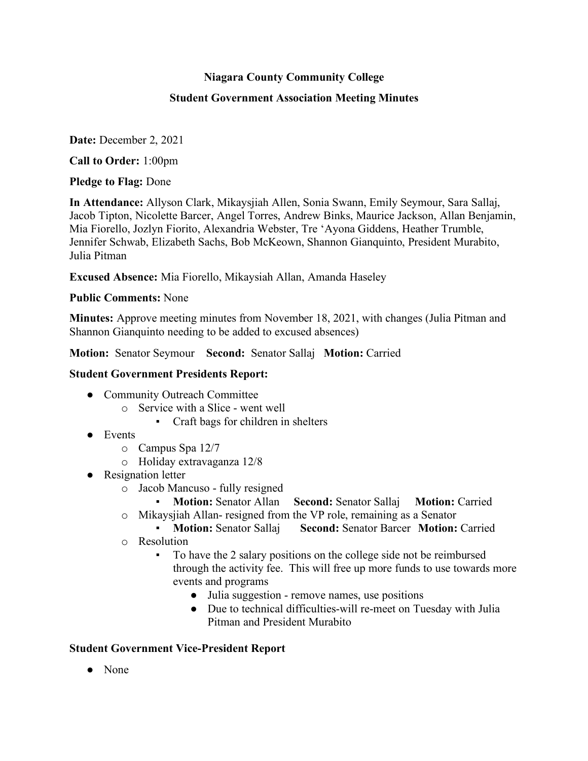# Niagara County Community College

## Student Government Association Meeting Minutes

**Date:** December 2, 2021

**Call to Order:** 1:00pm

**Pledge to Flag:** Done

**In Attendance:** Allyson Clark, Mikaysjiah Allen, Sonia Swann, Emily Seymour, Sara Sallaj, Jacob Tipton, Nicolette Barcer, Angel Torres, Andrew Binks, Maurice Jackson, Allan Benjamin, Mia Fiorello, Jozlyn Fiorito, Alexandria Webster, Tre 'Ayona Giddens, Heather Trumble, Jennifer Schwab, Elizabeth Sachs, Bob McKeown, Shannon Gianquinto, President Murabito, Julia Pitman

**Excused Absence:** Mia Fiorello, Mikaysiah Allan, Amanda Haseley

**Public Comments:** None

**Minutes:** Approve meeting minutes from November 18, 2021, with changes (Julia Pitman and Shannon Gianquinto needing to be added to excused absences)

**Motion:** Senator Seymour **Second:** Senator Sallaj **Motion:** Carried

### Student Government Presidents Report:

- Community Outreach Committee
  - Service with a Slice - went well
    - Craft bags for children in shelters
- Events
  - Campus Spa 12/7
  - Holiday extravaganza 12/8
- Resignation letter
  - Jacob Mancuso - fully resigned
    - **Motion:** Senator Allan **Second:** Senator Sallaj **Motion:** Carried
  - Mikaysjiah Allan- resigned from the VP role, remaining as a Senator
    - **Motion:** Senator Sallaj **Second:** Senator Barcer **Motion:** Carried
  - Resolution
    - To have the 2 salary positions on the college side not be reimbursed through the activity fee. This will free up more funds to use towards more events and programs
      - Julia suggestion - remove names, use positions
      - Due to technical difficulties-will re-meet on Tuesday with Julia Pitman and President Murabito

### Student Government Vice-President Report

- None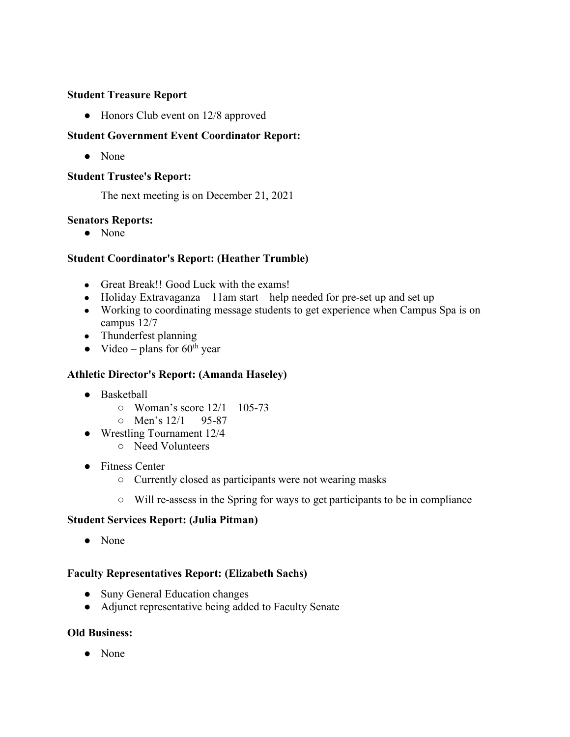**Student Treasure Report**

- Honors Club event on 12/8 approved

**Student Government Event Coordinator Report:**

- None

**Student Trustee's Report:**

The next meeting is on December 21, 2021

**Senators Reports:**

- None

**Student Coordinator's Report: (Heather Trumble)**

- Great Break!! Good Luck with the exams!
- Holiday Extravaganza – 11am start – help needed for pre-set up and set up
- Working to coordinating message students to get experience when Campus Spa is on campus 12/7
- Thunderfest planning
- Video – plans for 60th year

**Athletic Director's Report: (Amanda Haseley)**

- Basketball
  - Woman's score 12/1 105-73
  - Men's 12/1 95-87
- Wrestling Tournament 12/4
  - Need Volunteers
- Fitness Center
  - Currently closed as participants were not wearing masks
  - Will re-assess in the Spring for ways to get participants to be in compliance

**Student Services Report: (Julia Pitman)**

- None

**Faculty Representatives Report: (Elizabeth Sachs)**

- Suny General Education changes
- Adjunct representative being added to Faculty Senate

**Old Business:**

- None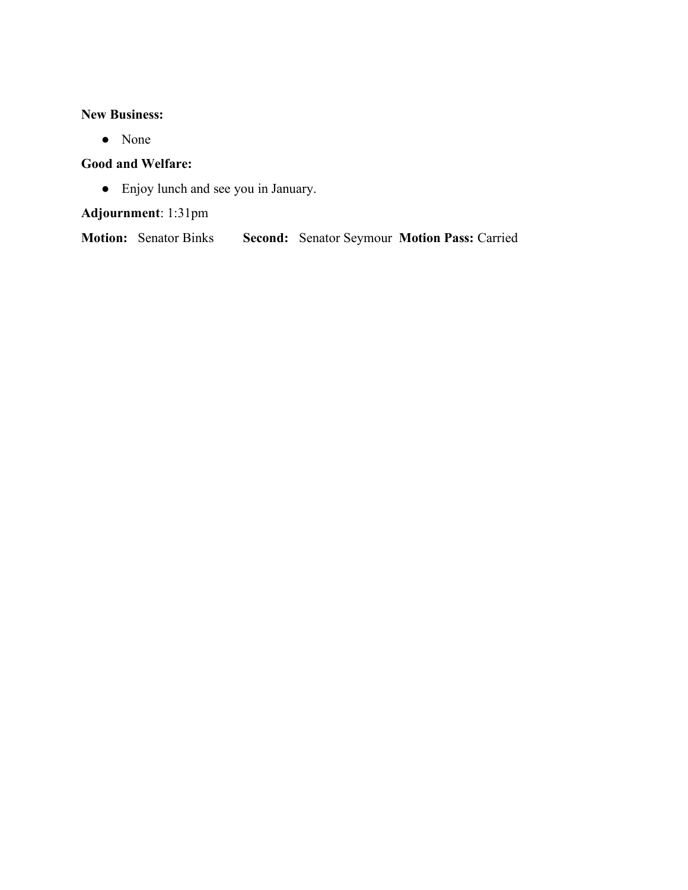**New Business:**

- None

**Good and Welfare:**

- Enjoy lunch and see you in January.

**Adjournment**: 1:31pm

**Motion:** Senator Binks **Second:** Senator Seymour **Motion Pass:** Carried